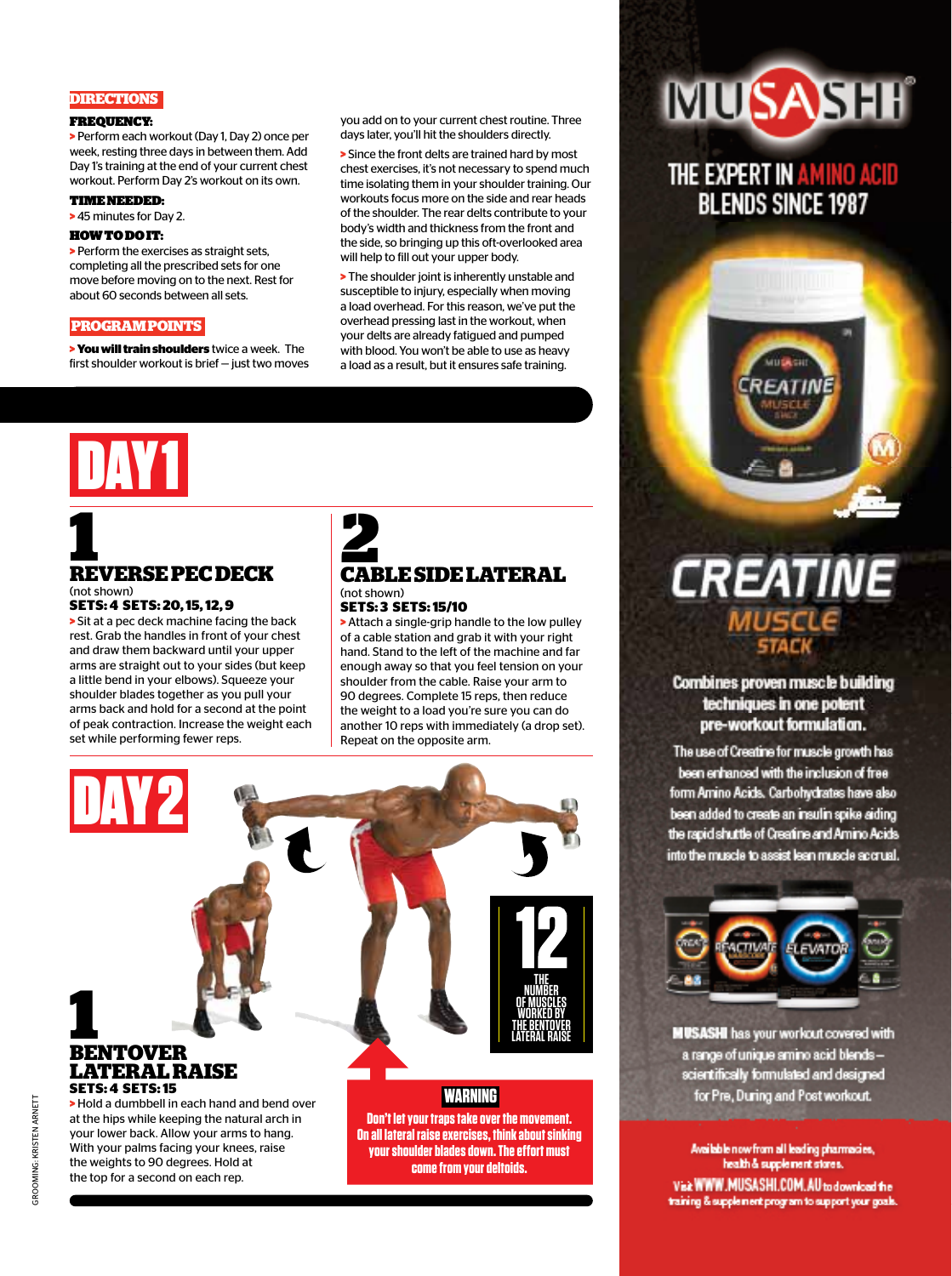## DIRECTIONS

**FREQUENCY:**

> Perform each workout (Day 1, Day 2) once per week, resting three days in between them. Add Day 1's training at the end of your current chest workout. Perform Day 2's workout on its own.

**TIME NEEDED:**

> 45 minutes for Day 2.

**HOW TO DO IT:**

> Perform the exercises as straight sets, completing all the prescribed sets for one move before moving on to the next. Rest for about 60 seconds between all sets.

## PROGRAM POINTS

> **You will train shoulders** twice a week. The first shoulder workout is brief – just two moves you add on to your current chest routine. Three days later, you'll hit the shoulders directly.

> Since the front delts are trained hard by most chest exercises, it's not necessary to spend much time isolating them in your shoulder training. Our workouts focus more on the side and rear heads of the shoulder. The rear delts contribute to your body's width and thickness from the front and the side, so bringing up this oft-overlooked area will help to fill out your upper body.

> The shoulder joint is inherently unstable and susceptible to injury, especially when moving a load overhead. For this reason, we've put the overhead pressing last in the workout, when your delts are already fatigued and pumped with blood. You won't be able to use as heavy a load as a result, but it ensures safe training.

# DAY 1

## 1 REVERSE PEC DECK

(not shown)

**SETS: 4 SETS: 20, 15, 12, 9**

> Sit at a pec deck machine facing the back rest. Grab the handles in front of your chest and draw them backward until your upper arms are straight out to your sides (but keep a little bend in your elbows). Squeeze your shoulder blades together as you pull your arms back and hold for a second at the point of peak contraction. Increase the weight each set while performing fewer reps.

## 2 CABLE SIDE LATERAL

(not shown)

**SETS: 3 SETS: 15/10**

> Attach a single-grip handle to the low pulley of a cable station and grab it with your right hand. Stand to the left of the machine and far enough away so that you feel tension on your shoulder from the cable. Raise your arm to 90 degrees. Complete 15 reps, then reduce the weight to a load you're sure you can do another 10 reps with immediately (a drop set). Repeat on the opposite arm.

# DAY 2

## 1 BENTOVER LATERAL RAISE

**SETS: 4 SETS: 15**

> Hold a dumbbell in each hand and bend over at the hips while keeping the natural arch in your lower back. Allow your arms to hang. With your palms facing your knees, raise the weights to 90 degrees. Hold at the top for a second on each rep.

**12** THE NUMBER OF MUSCLES WORKED BY THE BENTOVER LATERAL RAISE

**WARNING**

Don't let your traps take over the movement. On all lateral raise exercises, think about sinking your shoulder blades down. The effort must come from your deltoids.

GROOMING: KRISTEN ARNETT

---

**MUSASHI**

THE EXPERT IN AMINO ACID BLENDS SINCE 1987

**CREATINE MUSCLE STACK**

Combines proven muscle building techniques in one potent pre-workout formulation.

The use of Creatine for muscle growth has been enhanced with the inclusion of free form Amino Acids. Carbohydrates have also been added to create an insulin spike aiding the rapid shuttle of Creatine and Amino Acids into the muscle to assist lean muscle accrual.

**MUSASHI** has your workout covered with a range of unique amino acid blends – scientifically formulated and designed for Pre, During and Post workout.

Available now from all leading pharmacies, health & supplement stores.

Visit WWW.MUSASHI.COM.AU to download the training & supplement program to support your goals.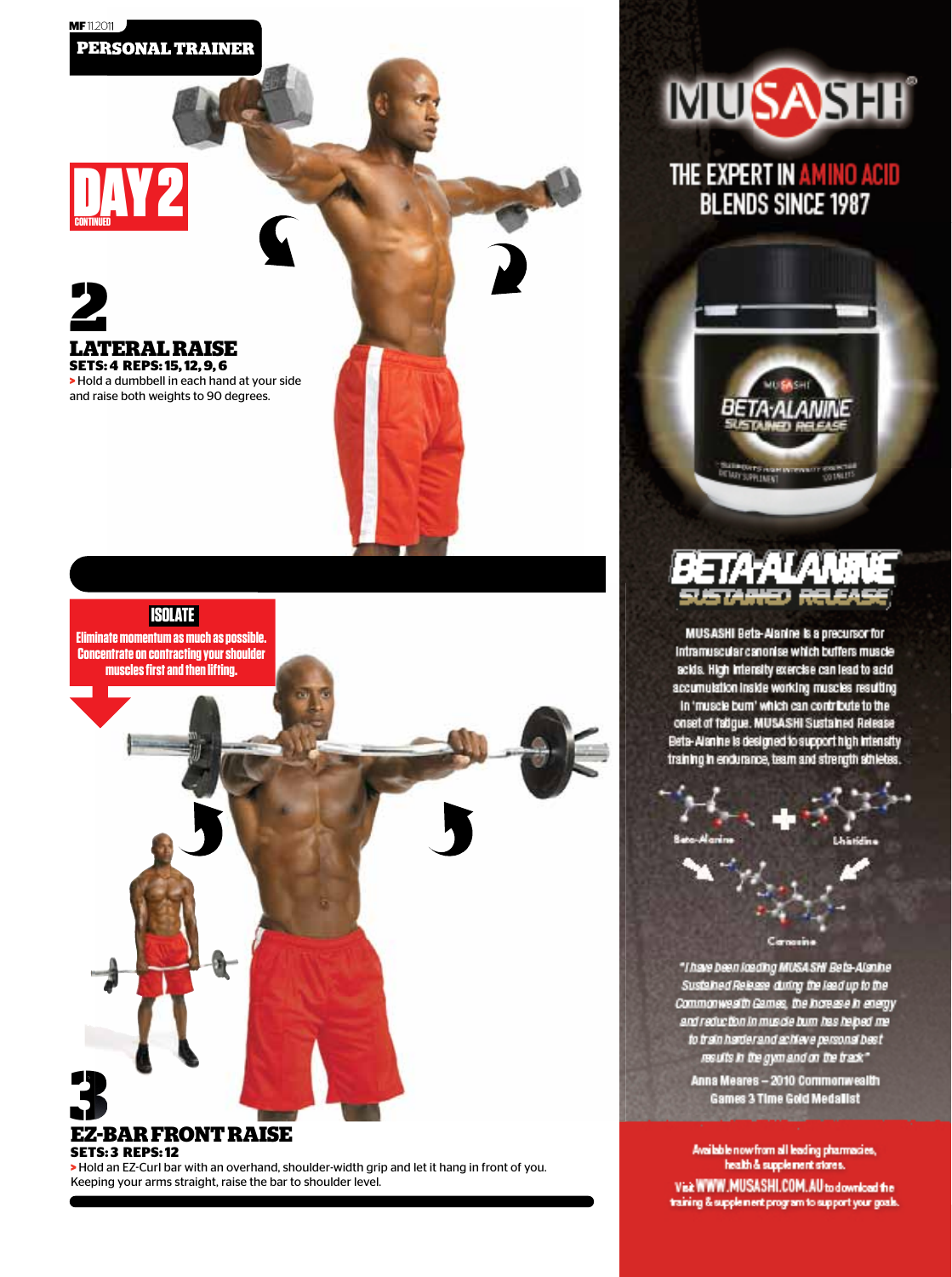## DAY 2

CONTINUED

## 2

### LATERAL RAISE

**SETS: 4 REPS: 15, 12, 9, 6**

> Hold a dumbbell in each hand at your side and raise both weights to 90 degrees.

**ISOLATE**

**Eliminate momentum as much as possible. Concentrate on contracting your shoulder muscles first and then lifting.**

## 3

### EZ-BAR FRONT RAISE

**SETS: 3 REPS: 12**

> Hold an EZ-Curl bar with an overhand, shoulder-width grip and let it hang in front of you. Keeping your arms straight, raise the bar to shoulder level.

---

# MUSASHI®

## THE EXPERT IN AMINO ACID BLENDS SINCE 1987

## BETA-ALANINE SUSTAINED RELEASE

MUSASHI Beta-Alanine is a precursor for intramuscular carnosine which buffers muscle acids. High intensity exercise can lead to acid accumulation inside working muscles resulting in 'muscle burn' which can contribute to the onset of fatigue. MUSASHI Sustained Release Beta-Alanine is designed to support high intensity training in endurance, team and strength athletes.

Beta-Alanine + L-histidine → Carnosine

*"I have been loading MUSASHI Beta-Alanine Sustained Release during the lead up to the Commonwealth Games, the increase in energy and reduction in muscle burn has helped me to train harder and achieve personal best results in the gym and on the track"*

**Anna Meares – 2010 Commonwealth Games 3 Time Gold Medallist**

Available now from all leading pharmacies, health & supplement stores.

Visit WWW.MUSASHI.COM.AU to download the training & supplement program to support your goals.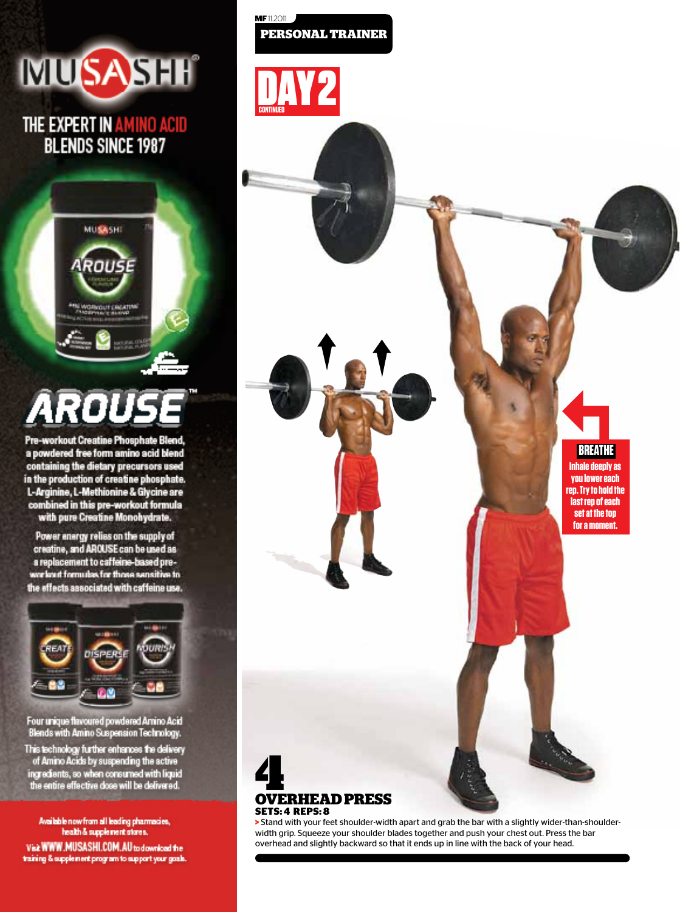# MUSASHI®

## THE EXPERT IN AMINO ACID BLENDS SINCE 1987

## AROUSE™

Pre-workout Creatine Phosphate Blend, a powdered free form amino acid blend containing the dietary precursors used in the production of creatine phosphate. L-Arginine, L-Methionine & Glycine are combined in this pre-workout formula with pure Creatine Monohydrate.

Power energy relies on the supply of creatine, and AROUSE can be used as a replacement to caffeine-based pre-workout formulas for those sensitive to the effects associated with caffeine use.

Four unique flavoured powdered Amino Acid Blends with Amino Suspension Technology.

This technology further enhances the delivery of Amino Acids by suspending the active ingredients, so when consumed with liquid the entire effective dose will be delivered.

Available now from all leading pharmacies, health & supplement stores.

Visit WWW.MUSASHI.COM.AU to download the training & supplement program to support your goals.

---

**PERSONAL TRAINER**

# DAY 2

CONTINUED

**BREATHE**

Inhale deeply as you lower each rep. Try to hold the last rep of each set at the top for a moment.

## 4 OVERHEAD PRESS

**SETS: 4 REPS: 8**

> Stand with your feet shoulder-width apart and grab the bar with a slightly wider-than-shoulder-width grip. Squeeze your shoulder blades together and push your chest out. Press the bar overhead and slightly backward so that it ends up in line with the back of your head.